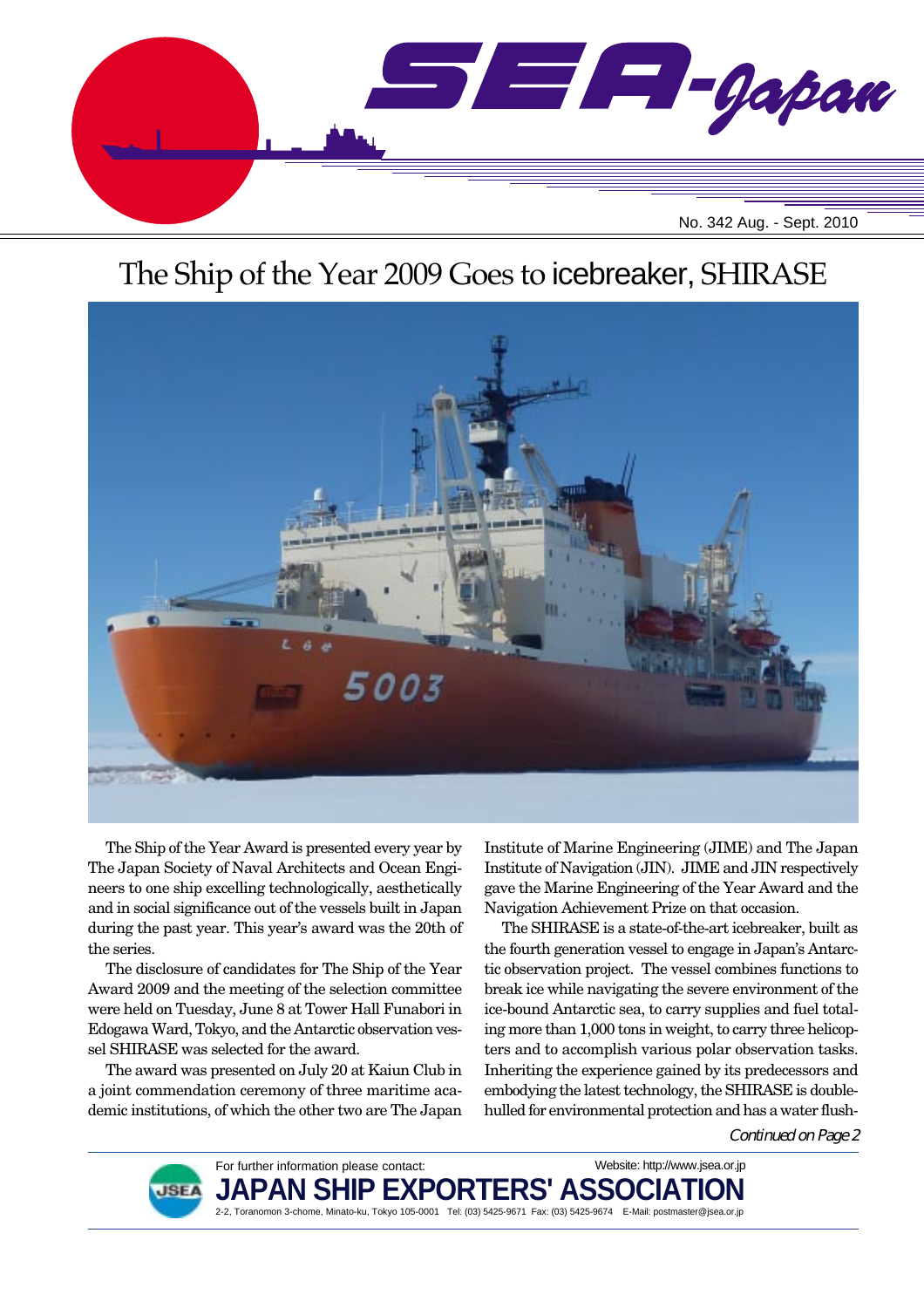# SEA-Japan

No. 342 Aug. - Sept. 2010

## The Ship of the Year 2009 Goes to icebreaker, SHIRASE

The Ship of the Year Award is presented every year by The Japan Society of Naval Architects and Ocean Engineers to one ship excelling technologically, aesthetically and in social significance out of the vessels built in Japan during the past year. This year's award was the 20th of the series.

The disclosure of candidates for The Ship of the Year Award 2009 and the meeting of the selection committee were held on Tuesday, June 8 at Tower Hall Funabori in Edogawa Ward, Tokyo, and the Antarctic observation vessel SHIRASE was selected for the award.

The award was presented on July 20 at Kaiun Club in a joint commendation ceremony of three maritime academic institutions, of which the other two are The Japan Institute of Marine Engineering (JIME) and The Japan Institute of Navigation (JIN). JIME and JIN respectively gave the Marine Engineering of the Year Award and the Navigation Achievement Prize on that occasion.

The SHIRASE is a state-of-the-art icebreaker, built as the fourth generation vessel to engage in Japan's Antarctic observation project. The vessel combines functions to break ice while navigating the severe environment of the ice-bound Antarctic sea, to carry supplies and fuel totaling more than 1,000 tons in weight, to carry three helicopters and to accomplish various polar observation tasks. Inheriting the experience gained by its predecessors and embodying the latest technology, the SHIRASE is double-hulled for environmental protection and has a water flush-

*Continued on Page 2*

For further information please contact:

**JAPAN SHIP EXPORTERS' ASSOCIATION**

2-2, Toranomon 3-chome, Minato-ku, Tokyo 105-0001 Tel: (03) 5425-9671 Fax: (03) 5425-9674 E-Mail: postmaster@jsea.or.jp

Website: http://www.jsea.or.jp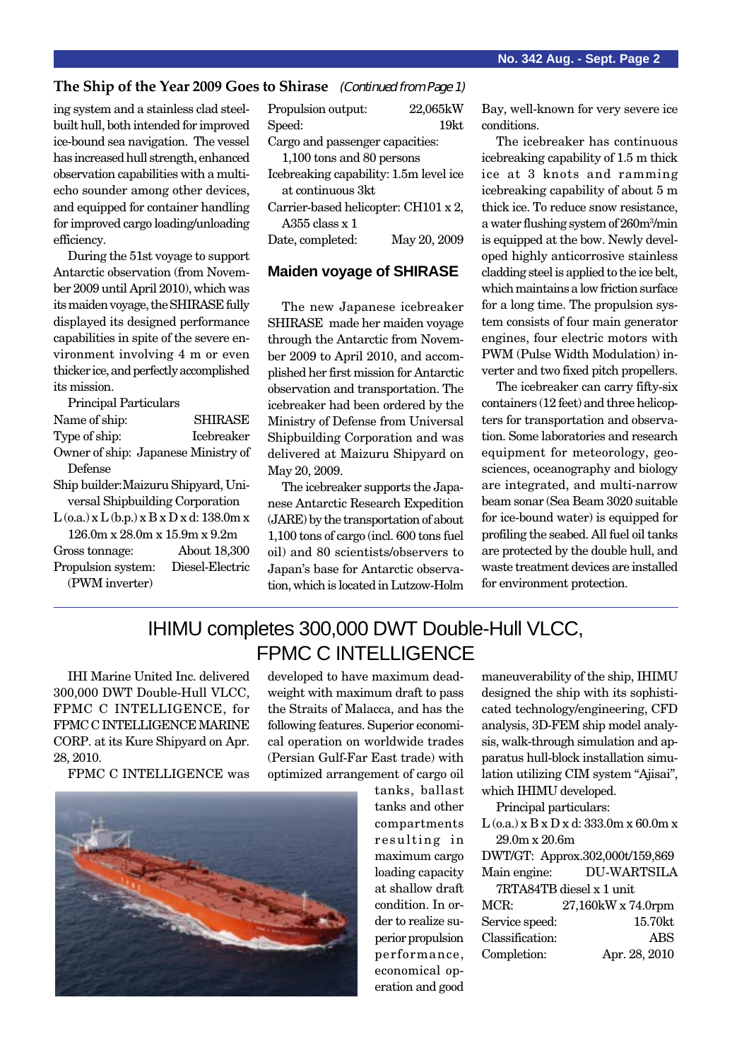## The Ship of the Year 2009 Goes to Shirase *(Continued from Page 1)*

ing system and a stainless clad steel-built hull, both intended for improved ice-bound sea navigation. The vessel has increased hull strength, enhanced observation capabilities with a multi-echo sounder among other devices, and equipped for container handling for improved cargo loading/unloading efficiency.

During the 51st voyage to support Antarctic observation (from November 2009 until April 2010), which was its maiden voyage, the SHIRASE fully displayed its designed performance capabilities in spite of the severe environment involving 4 m or even thicker ice, and perfectly accomplished its mission.

Principal Particulars

Name of ship: SHIRASE
Type of ship: Icebreaker
Owner of ship: Japanese Ministry of Defense
Ship builder: Maizuru Shipyard, Universal Shipbuilding Corporation
L (o.a.) x L (b.p.) x B x D x d: 138.0m x 126.0m x 28.0m x 15.9m x 9.2m
Gross tonnage: About 18,300
Propulsion system: Diesel-Electric (PWM inverter)
Propulsion output: 22,065kW
Speed: 19kt
Cargo and passenger capacities: 1,100 tons and 80 persons
Icebreaking capability: 1.5m level ice at continuous 3kt
Carrier-based helicopter: CH101 x 2, A355 class x 1
Date, completed: May 20, 2009

### Maiden voyage of SHIRASE

The new Japanese icebreaker SHIRASE made her maiden voyage through the Antarctic from November 2009 to April 2010, and accomplished her first mission for Antarctic observation and transportation. The icebreaker had been ordered by the Ministry of Defense from Universal Shipbuilding Corporation and was delivered at Maizuru Shipyard on May 20, 2009.

The icebreaker supports the Japanese Antarctic Research Expedition (JARE) by the transportation of about 1,100 tons of cargo (incl. 600 tons fuel oil) and 80 scientists/observers to Japan's base for Antarctic observation, which is located in Lutzow-Holm Bay, well-known for very severe ice conditions.

The icebreaker has continuous icebreaking capability of 1.5 m thick ice at 3 knots and ramming icebreaking capability of about 5 m thick ice. To reduce snow resistance, a water flushing system of 260m$^3$/min is equipped at the bow. Newly developed highly anticorrosive stainless cladding steel is applied to the ice belt, which maintains a low friction surface for a long time. The propulsion system consists of four main generator engines, four electric motors with PWM (Pulse Width Modulation) inverter and two fixed pitch propellers.

The icebreaker can carry fifty-six containers (12 feet) and three helicopters for transportation and observation. Some laboratories and research equipment for meteorology, geosciences, oceanography and biology are integrated, and multi-narrow beam sonar (Sea Beam 3020 suitable for ice-bound water) is equipped for profiling the seabed. All fuel oil tanks are protected by the double hull, and waste treatment devices are installed for environment protection.

## IHIMU completes 300,000 DWT Double-Hull VLCC, FPMC C INTELLIGENCE

IHI Marine United Inc. delivered 300,000 DWT Double-Hull VLCC, FPMC C INTELLIGENCE, for FPMC C INTELLIGENCE MARINE CORP. at its Kure Shipyard on Apr. 28, 2010.

FPMC C INTELLIGENCE was developed to have maximum deadweight with maximum draft to pass the Straits of Malacca, and has the following features. Superior economical operation on worldwide trades (Persian Gulf-Far East trade) with optimized arrangement of cargo oil tanks, ballast tanks and other compartments resulting in maximum cargo loading capacity at shallow draft condition. In order to realize superior propulsion performance, economical operation and good maneuverability of the ship, IHIMU designed the ship with its sophisticated technology/engineering, CFD analysis, 3D-FEM ship model analysis, walk-through simulation and apparatus hull-block installation simulation utilizing CIM system "Ajisai", which IHIMU developed.

Principal particulars:

L (o.a.) x B x D x d: 333.0m x 60.0m x 29.0m x 20.6m
DWT/GT: Approx.302,000t/159,869
Main engine: DU-WARTSILA 7RTA84TB diesel x 1 unit
MCR: 27,160kW x 74.0rpm
Service speed: 15.70kt
Classification: ABS
Completion: Apr. 28, 2010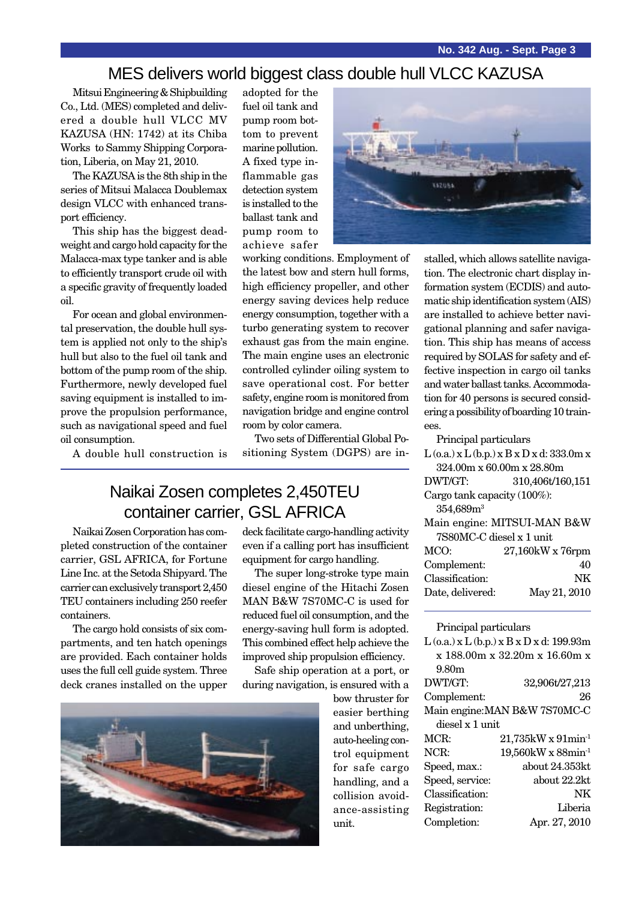# MES delivers world biggest class double hull VLCC KAZUSA

Mitsui Engineering & Shipbuilding Co., Ltd. (MES) completed and delivered a double hull VLCC MV KAZUSA (HN: 1742) at its Chiba Works to Sammy Shipping Corporation, Liberia, on May 21, 2010.

The KAZUSA is the 8th ship in the series of Mitsui Malacca Doublemax design VLCC with enhanced transport efficiency.

This ship has the biggest deadweight and cargo hold capacity for the Malacca-max type tanker and is able to efficiently transport crude oil with a specific gravity of frequently loaded oil.

For ocean and global environmental preservation, the double hull system is applied not only to the ship's hull but also to the fuel oil tank and bottom of the pump room of the ship. Furthermore, newly developed fuel saving equipment is installed to improve the propulsion performance, such as navigational speed and fuel oil consumption.

A double hull construction is adopted for the fuel oil tank and pump room bottom to prevent marine pollution. A fixed type inflammable gas detection system is installed to the ballast tank and pump room to achieve safer working conditions. Employment of the latest bow and stern hull forms, high efficiency propeller, and other energy saving devices help reduce energy consumption, together with a turbo generating system to recover exhaust gas from the main engine. The main engine uses an electronic controlled cylinder oiling system to save operational cost. For better safety, engine room is monitored from navigation bridge and engine control room by color camera.

Two sets of Differential Global Positioning System (DGPS) are installed, which allows satellite navigation. The electronic chart display information system (ECDIS) and automatic ship identification system (AIS) are installed to achieve better navigational planning and safer navigation. This ship has means of access required by SOLAS for safety and effective inspection in cargo oil tanks and water ballast tanks. Accommodation for 40 persons is secured considering a possibility of boarding 10 trainees.

Principal particulars

L (o.a.) x L (b.p.) x B x D x d: 333.0m x 324.00m x 60.00m x 28.80m

| | |
|---|---|
| DWT/GT: | 310,406t/160,151 |
| Cargo tank capacity (100%): | 354,689m³ |
| Main engine: | MITSUI-MAN B&W 7S80MC-C diesel x 1 unit |
| MCO: | 27,160kW x 76rpm |
| Complement: | 40 |
| Classification: | NK |
| Date, delivered: | May 21, 2010 |

# Naikai Zosen completes 2,450TEU container carrier, GSL AFRICA

Naikai Zosen Corporation has completed construction of the container carrier, GSL AFRICA, for Fortune Line Inc. at the Setoda Shipyard. The carrier can exclusively transport 2,450 TEU containers including 250 reefer containers.

The cargo hold consists of six compartments, and ten hatch openings are provided. Each container hold uses the full cell guide system. Three deck cranes installed on the upper deck facilitate cargo-handling activity even if a calling port has insufficient equipment for cargo handling.

The super long-stroke type main diesel engine of the Hitachi Zosen MAN B&W 7S70MC-C is used for reduced fuel oil consumption, and the energy-saving hull form is adopted. This combined effect help achieve the improved ship propulsion efficiency.

Safe ship operation at a port, or during navigation, is ensured with a bow thruster for easier berthing and unberthing, auto-heeling control equipment for safe cargo handling, and a collision avoidance-assisting unit.

Principal particulars

L (o.a.) x L (b.p.) x B x D x d: 199.93m x 188.00m x 32.20m x 16.60m x 9.80m

| | |
|---|---|
| DWT/GT: | 32,906t/27,213 |
| Complement: | 26 |
| Main engine: | MAN B&W 7S70MC-C diesel x 1 unit |
| MCR: | 21,735kW x 91min$^{-1}$ |
| NCR: | 19,560kW x 88min$^{-1}$ |
| Speed, max.: | about 24.353kt |
| Speed, service: | about 22.2kt |
| Classification: | NK |
| Registration: | Liberia |
| Completion: | Apr. 27, 2010 |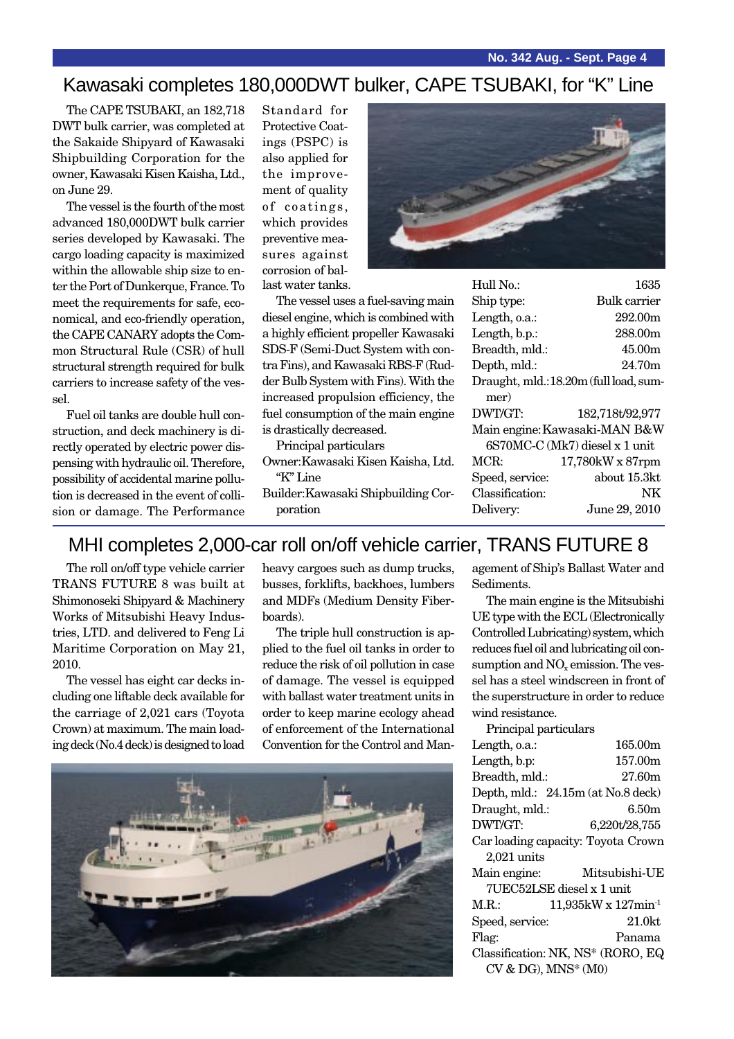## Kawasaki completes 180,000DWT bulker, CAPE TSUBAKI, for "K" Line

The CAPE TSUBAKI, an 182,718 DWT bulk carrier, was completed at the Sakaide Shipyard of Kawasaki Shipbuilding Corporation for the owner, Kawasaki Kisen Kaisha, Ltd., on June 29.

The vessel is the fourth of the most advanced 180,000DWT bulk carrier series developed by Kawasaki. The cargo loading capacity is maximized within the allowable ship size to enter the Port of Dunkerque, France. To meet the requirements for safe, economical, and eco-friendly operation, the CAPE CANARY adopts the Common Structural Rule (CSR) of hull structural strength required for bulk carriers to increase safety of the vessel.

Fuel oil tanks are double hull construction, and deck machinery is directly operated by electric power dispensing with hydraulic oil. Therefore, possibility of accidental marine pollution is decreased in the event of collision or damage. The Performance Standard for Protective Coatings (PSPC) is also applied for the improvement of quality of coatings, which provides preventive measures against corrosion of ballast water tanks.

The vessel uses a fuel-saving main diesel engine, which is combined with a highly efficient propeller Kawasaki SDS-F (Semi-Duct System with contra Fins), and Kawasaki RBS-F (Rudder Bulb System with Fins). With the increased propulsion efficiency, the fuel consumption of the main engine is drastically decreased.

Principal particulars

Owner: Kawasaki Kisen Kaisha, Ltd. "K" Line

Builder: Kawasaki Shipbuilding Corporation

| | |
|---|---|
| Hull No.: | 1635 |
| Ship type: | Bulk carrier |
| Length, o.a.: | 292.00m |
| Length, b.p.: | 288.00m |
| Breadth, mld.: | 45.00m |
| Depth, mld.: | 24.70m |
| Draught, mld.: | 18.20m (full load, summer) |
| DWT/GT: | 182,718t/92,977 |
| Main engine: | Kawasaki-MAN B&W 6S70MC-C (Mk7) diesel x 1 unit |
| MCR: | 17,780kW x 87rpm |
| Speed, service: | about 15.3kt |
| Classification: | NK |
| Delivery: | June 29, 2010 |

## MHI completes 2,000-car roll on/off vehicle carrier, TRANS FUTURE 8

The roll on/off type vehicle carrier TRANS FUTURE 8 was built at Shimonoseki Shipyard & Machinery Works of Mitsubishi Heavy Industries, LTD. and delivered to Feng Li Maritime Corporation on May 21, 2010.

The vessel has eight car decks including one liftable deck available for the carriage of 2,021 cars (Toyota Crown) at maximum. The main loading deck (No.4 deck) is designed to load heavy cargoes such as dump trucks, busses, forklifts, backhoes, lumbers and MDFs (Medium Density Fiberboards).

The triple hull construction is applied to the fuel oil tanks in order to reduce the risk of oil pollution in case of damage. The vessel is equipped with ballast water treatment units in order to keep marine ecology ahead of enforcement of the International Convention for the Control and Management of Ship's Ballast Water and Sediments.

The main engine is the Mitsubishi UE type with the ECL (Electronically Controlled Lubricating) system, which reduces fuel oil and lubricating oil consumption and $NO_x$ emission. The vessel has a steel windscreen in front of the superstructure in order to reduce wind resistance.

Principal particulars

| | |
|---|---|
| Length, o.a.: | 165.00m |
| Length, b.p: | 157.00m |
| Breadth, mld.: | 27.60m |
| Depth, mld.: | 24.15m (at No.8 deck) |
| Draught, mld.: | 6.50m |
| DWT/GT: | 6,220t/28,755 |
| Car loading capacity: | Toyota Crown 2,021 units |
| Main engine: | Mitsubishi-UE 7UEC52LSE diesel x 1 unit |
| M.R.: | 11,935kW x 127min$^{-1}$ |
| Speed, service: | 21.0kt |
| Flag: | Panama |
| Classification: | NK, NS* (RORO, EQ CV & DG), MNS* (M0) |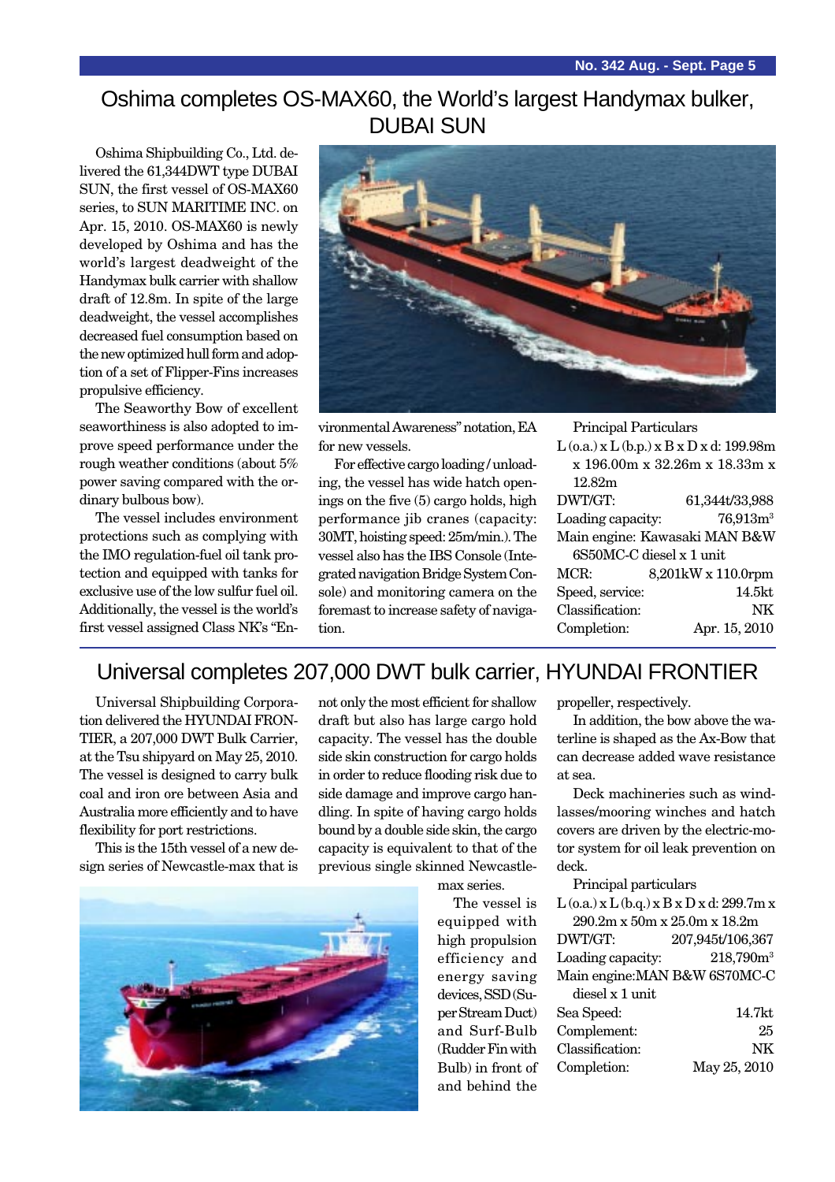# Oshima completes OS-MAX60, the World's largest Handymax bulker, DUBAI SUN

Oshima Shipbuilding Co., Ltd. delivered the 61,344DWT type DUBAI SUN, the first vessel of OS-MAX60 series, to SUN MARITIME INC. on Apr. 15, 2010. OS-MAX60 is newly developed by Oshima and has the world's largest deadweight of the Handymax bulk carrier with shallow draft of 12.8m. In spite of the large deadweight, the vessel accomplishes decreased fuel consumption based on the new optimized hull form and adoption of a set of Flipper-Fins increases propulsive efficiency.

The Seaworthy Bow of excellent seaworthiness is also adopted to improve speed performance under the rough weather conditions (about 5% power saving compared with the ordinary bulbous bow).

The vessel includes environment protections such as complying with the IMO regulation-fuel oil tank protection and equipped with tanks for exclusive use of the low sulfur fuel oil. Additionally, the vessel is the world's first vessel assigned Class NK's "Environmental Awareness" notation, EA for new vessels.

For effective cargo loading / unloading, the vessel has wide hatch openings on the five (5) cargo holds, high performance jib cranes (capacity: 30MT, hoisting speed: 25m/min.). The vessel also has the IBS Console (Integrated navigation Bridge System Console) and monitoring camera on the foremast to increase safety of navigation.

Principal Particulars

L (o.a.) x L (b.p.) x B x D x d: 199.98m x 196.00m x 32.26m x 18.33m x 12.82m

| | |
|---|---|
| DWT/GT: | 61,344t/33,988 |
| Loading capacity: | 76,913m$^3$ |
| Main engine: | Kawasaki MAN B&W 6S50MC-C diesel x 1 unit |
| MCR: | 8,201kW x 110.0rpm |
| Speed, service: | 14.5kt |
| Classification: | NK |
| Completion: | Apr. 15, 2010 |

# Universal completes 207,000 DWT bulk carrier, HYUNDAI FRONTIER

Universal Shipbuilding Corporation delivered the HYUNDAI FRONTIER, a 207,000 DWT Bulk Carrier, at the Tsu shipyard on May 25, 2010. The vessel is designed to carry bulk coal and iron ore between Asia and Australia more efficiently and to have flexibility for port restrictions.

This is the 15th vessel of a new design series of Newcastle-max that is not only the most efficient for shallow draft but also has large cargo hold capacity. The vessel has the double side skin construction for cargo holds in order to reduce flooding risk due to side damage and improve cargo handling. In spite of having cargo holds bound by a double side skin, the cargo capacity is equivalent to that of the previous single skinned Newcastle-max series.

The vessel is equipped with high propulsion efficiency and energy saving devices, SSD (Super Stream Duct) and Surf-Bulb (Rudder Fin with Bulb) in front of and behind the propeller, respectively.

In addition, the bow above the waterline is shaped as the Ax-Bow that can decrease added wave resistance at sea.

Deck machineries such as windlasses/mooring winches and hatch covers are driven by the electric-motor system for oil leak prevention on deck.

Principal particulars

L (o.a.) x L (b.q.) x B x D x d: 299.7m x 290.2m x 50m x 25.0m x 18.2m

| | |
|---|---|
| DWT/GT: | 207,945t/106,367 |
| Loading capacity: | 218,790m$^3$ |
| Main engine: | MAN B&W 6S70MC-C diesel x 1 unit |
| Sea Speed: | 14.7kt |
| Complement: | 25 |
| Classification: | NK |
| Completion: | May 25, 2010 |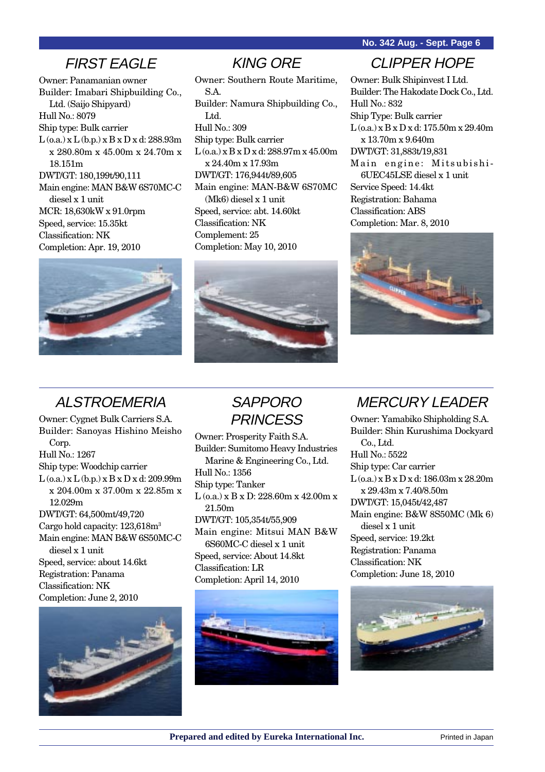## FIRST EAGLE

Owner: Panamanian owner
Builder: Imabari Shipbuilding Co., Ltd. (Saijo Shipyard)
Hull No.: 8079
Ship type: Bulk carrier
L (o.a.) x L (b.p.) x B x D x d: 288.93m x 280.80m x 45.00m x 24.70m x 18.151m
DWT/GT: 180,199t/90,111
Main engine: MAN B&W 6S70MC-C diesel x 1 unit
MCR: 18,630kW x 91.0rpm
Speed, service: 15.35kt
Classification: NK
Completion: Apr. 19, 2010

## KING ORE

Owner: Southern Route Maritime, S.A.
Builder: Namura Shipbuilding Co., Ltd.
Hull No.: 309
Ship type: Bulk carrier
L (o.a.) x B x D x d: 288.97m x 45.00m x 24.40m x 17.93m
DWT/GT: 176,944t/89,605
Main engine: MAN-B&W 6S70MC (Mk6) diesel x 1 unit
Speed, service: abt. 14.60kt
Classification: NK
Complement: 25
Completion: May 10, 2010

## CLIPPER HOPE

Owner: Bulk Shipinvest I Ltd.
Builder: The Hakodate Dock Co., Ltd.
Hull No.: 832
Ship Type: Bulk carrier
L (o.a.) x B x D x d: 175.50m x 29.40m x 13.70m x 9.640m
DWT/GT: 31,883t/19,831
Main engine: Mitsubishi-6UEC45LSE diesel x 1 unit
Service Speed: 14.4kt
Registration: Bahama
Classification: ABS
Completion: Mar. 8, 2010

## ALSTROEMERIA

Owner: Cygnet Bulk Carriers S.A.
Builder: Sanoyas Hishino Meisho Corp.
Hull No.: 1267
Ship type: Woodchip carrier
L (o.a.) x L (b.p.) x B x D x d: 209.99m x 204.00m x 37.00m x 22.85m x 12.029m
DWT/GT: 64,500mt/49,720
Cargo hold capacity: 123,618m$^3$
Main engine: MAN B&W 6S50MC-C diesel x 1 unit
Speed, service: about 14.6kt
Registration: Panama
Classification: NK
Completion: June 2, 2010

## SAPPORO PRINCESS

Owner: Prosperity Faith S.A.
Builder: Sumitomo Heavy Industries Marine & Engineering Co., Ltd.
Hull No.: 1356
Ship type: Tanker
L (o.a.) x B x D: 228.60m x 42.00m x 21.50m
DWT/GT: 105,354t/55,909
Main engine: Mitsui MAN B&W 6S60MC-C diesel x 1 unit
Speed, service: About 14.8kt
Classification: LR
Completion: April 14, 2010

## MERCURY LEADER

Owner: Yamabiko Shipholding S.A.
Builder: Shin Kurushima Dockyard Co., Ltd.
Hull No.: 5522
Ship type: Car carrier
L (o.a.) x B x D x d: 186.03m x 28.20m x 29.43m x 7.40/8.50m
DWT/GT: 15,045t/42,487
Main engine: B&W 8S50MC (Mk 6) diesel x 1 unit
Speed, service: 19.2kt
Registration: Panama
Classification: NK
Completion: June 18, 2010

**Prepared and edited by Eureka International Inc.**

Printed in Japan